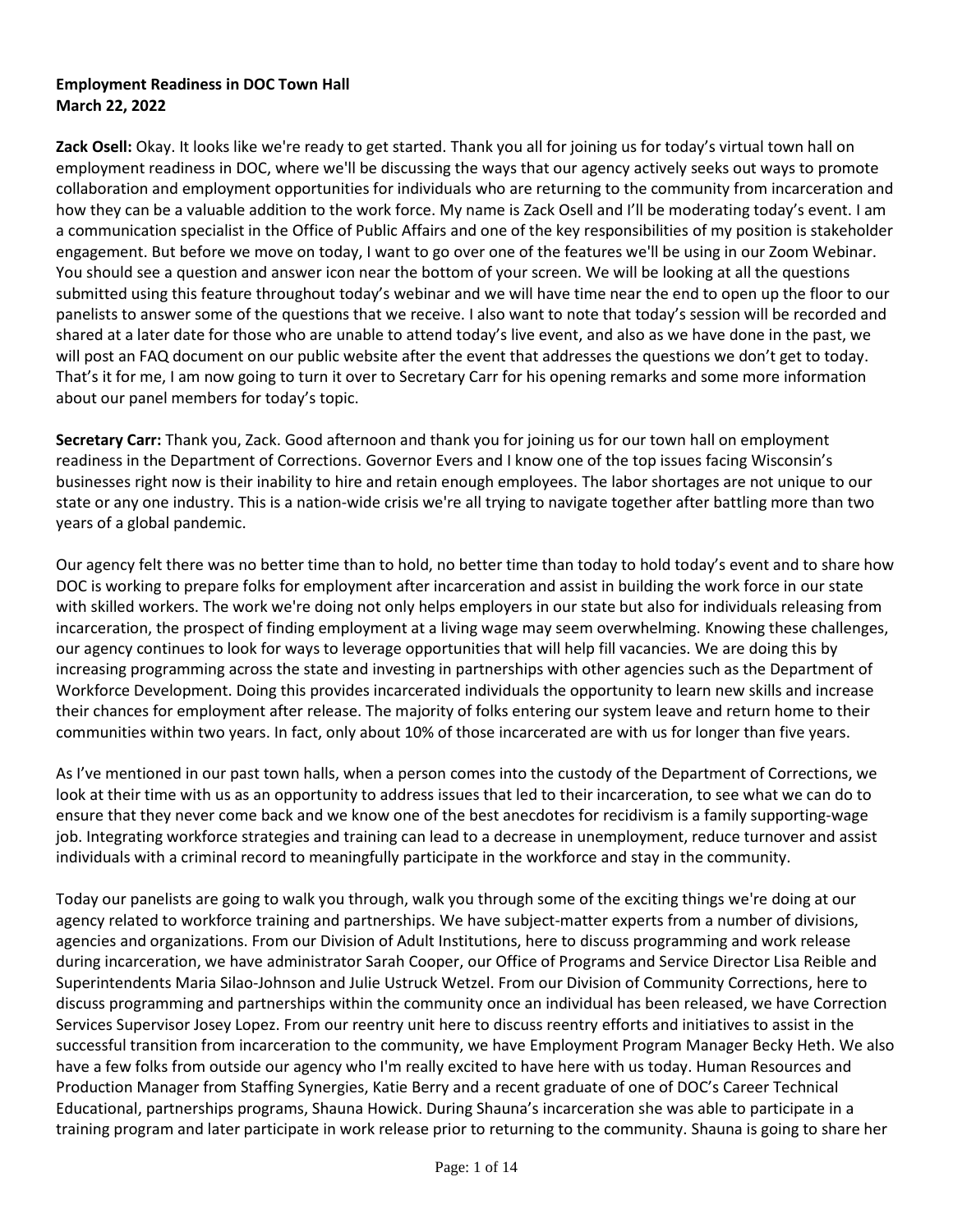**Employment Readiness in DOC Town Hall**
**March 22, 2022**

**Zack Osell:** Okay. It looks like we're ready to get started. Thank you all for joining us for today's virtual town hall on employment readiness in DOC, where we'll be discussing the ways that our agency actively seeks out ways to promote collaboration and employment opportunities for individuals who are returning to the community from incarceration and how they can be a valuable addition to the work force. My name is Zack Osell and I'll be moderating today's event. I am a communication specialist in the Office of Public Affairs and one of the key responsibilities of my position is stakeholder engagement. But before we move on today, I want to go over one of the features we'll be using in our Zoom Webinar. You should see a question and answer icon near the bottom of your screen. We will be looking at all the questions submitted using this feature throughout today's webinar and we will have time near the end to open up the floor to our panelists to answer some of the questions that we receive. I also want to note that today's session will be recorded and shared at a later date for those who are unable to attend today's live event, and also as we have done in the past, we will post an FAQ document on our public website after the event that addresses the questions we don't get to today. That's it for me, I am now going to turn it over to Secretary Carr for his opening remarks and some more information about our panel members for today's topic.

**Secretary Carr:** Thank you, Zack. Good afternoon and thank you for joining us for our town hall on employment readiness in the Department of Corrections. Governor Evers and I know one of the top issues facing Wisconsin's businesses right now is their inability to hire and retain enough employees. The labor shortages are not unique to our state or any one industry. This is a nation-wide crisis we're all trying to navigate together after battling more than two years of a global pandemic.

Our agency felt there was no better time than to hold, no better time than today to hold today's event and to share how DOC is working to prepare folks for employment after incarceration and assist in building the work force in our state with skilled workers. The work we're doing not only helps employers in our state but also for individuals releasing from incarceration, the prospect of finding employment at a living wage may seem overwhelming. Knowing these challenges, our agency continues to look for ways to leverage opportunities that will help fill vacancies. We are doing this by increasing programming across the state and investing in partnerships with other agencies such as the Department of Workforce Development. Doing this provides incarcerated individuals the opportunity to learn new skills and increase their chances for employment after release. The majority of folks entering our system leave and return home to their communities within two years. In fact, only about 10% of those incarcerated are with us for longer than five years.

As I've mentioned in our past town halls, when a person comes into the custody of the Department of Corrections, we look at their time with us as an opportunity to address issues that led to their incarceration, to see what we can do to ensure that they never come back and we know one of the best anecdotes for recidivism is a family supporting-wage job. Integrating workforce strategies and training can lead to a decrease in unemployment, reduce turnover and assist individuals with a criminal record to meaningfully participate in the workforce and stay in the community.

Today our panelists are going to walk you through, walk you through some of the exciting things we're doing at our agency related to workforce training and partnerships. We have subject-matter experts from a number of divisions, agencies and organizations. From our Division of Adult Institutions, here to discuss programming and work release during incarceration, we have administrator Sarah Cooper, our Office of Programs and Service Director Lisa Reible and Superintendents Maria Silao-Johnson and Julie Ustruck Wetzel. From our Division of Community Corrections, here to discuss programming and partnerships within the community once an individual has been released, we have Correction Services Supervisor Josey Lopez. From our reentry unit here to discuss reentry efforts and initiatives to assist in the successful transition from incarceration to the community, we have Employment Program Manager Becky Heth. We also have a few folks from outside our agency who I'm really excited to have here with us today. Human Resources and Production Manager from Staffing Synergies, Katie Berry and a recent graduate of one of DOC's Career Technical Educational, partnerships programs, Shauna Howick. During Shauna's incarceration she was able to participate in a training program and later participate in work release prior to returning to the community. Shauna is going to share her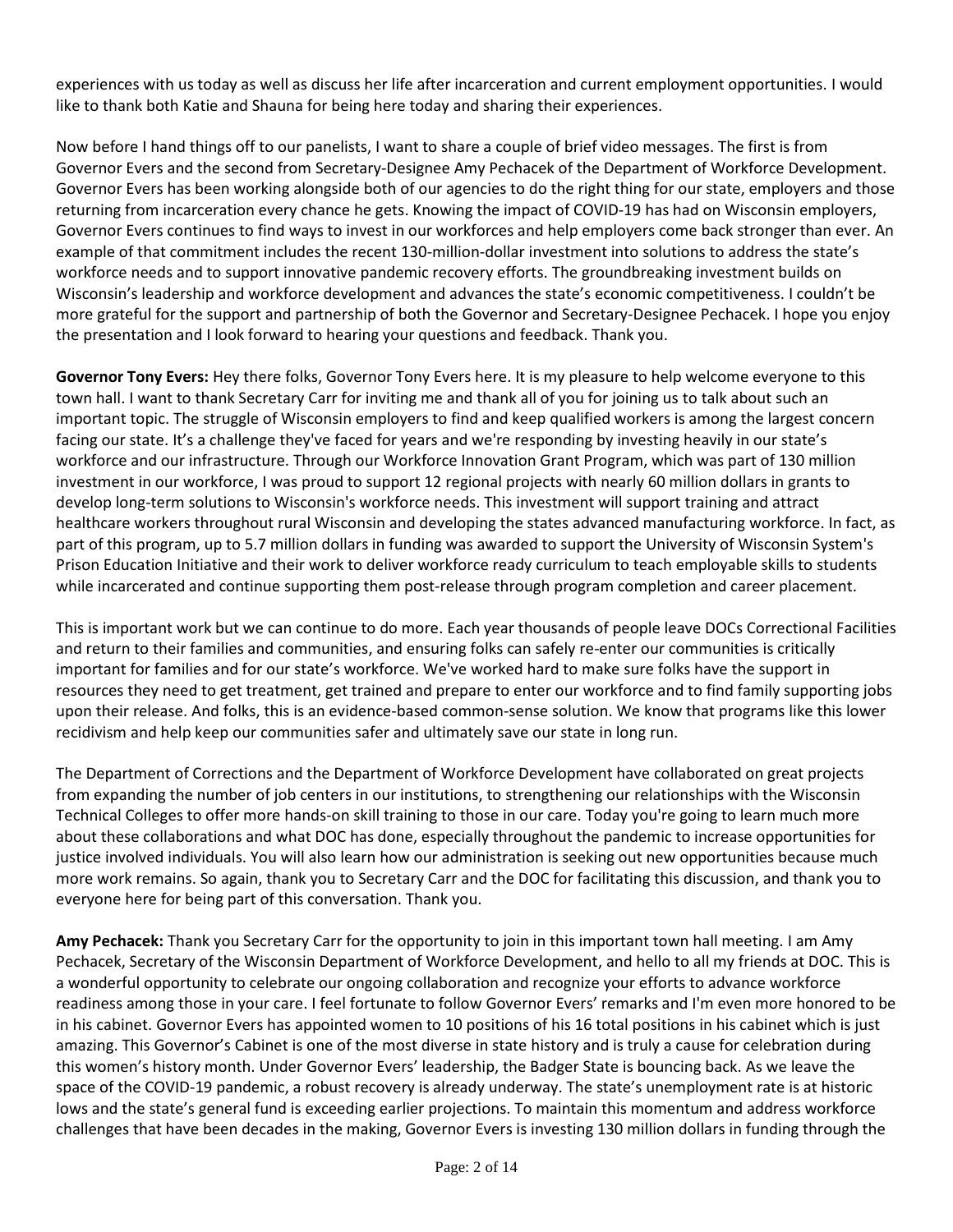experiences with us today as well as discuss her life after incarceration and current employment opportunities. I would like to thank both Katie and Shauna for being here today and sharing their experiences.

Now before I hand things off to our panelists, I want to share a couple of brief video messages. The first is from Governor Evers and the second from Secretary-Designee Amy Pechacek of the Department of Workforce Development. Governor Evers has been working alongside both of our agencies to do the right thing for our state, employers and those returning from incarceration every chance he gets. Knowing the impact of COVID-19 has had on Wisconsin employers, Governor Evers continues to find ways to invest in our workforces and help employers come back stronger than ever. An example of that commitment includes the recent 130-million-dollar investment into solutions to address the state's workforce needs and to support innovative pandemic recovery efforts. The groundbreaking investment builds on Wisconsin's leadership and workforce development and advances the state's economic competitiveness. I couldn't be more grateful for the support and partnership of both the Governor and Secretary-Designee Pechacek. I hope you enjoy the presentation and I look forward to hearing your questions and feedback. Thank you.

**Governor Tony Evers:** Hey there folks, Governor Tony Evers here. It is my pleasure to help welcome everyone to this town hall. I want to thank Secretary Carr for inviting me and thank all of you for joining us to talk about such an important topic. The struggle of Wisconsin employers to find and keep qualified workers is among the largest concern facing our state. It's a challenge they've faced for years and we're responding by investing heavily in our state's workforce and our infrastructure. Through our Workforce Innovation Grant Program, which was part of 130 million investment in our workforce, I was proud to support 12 regional projects with nearly 60 million dollars in grants to develop long-term solutions to Wisconsin's workforce needs. This investment will support training and attract healthcare workers throughout rural Wisconsin and developing the states advanced manufacturing workforce. In fact, as part of this program, up to 5.7 million dollars in funding was awarded to support the University of Wisconsin System's Prison Education Initiative and their work to deliver workforce ready curriculum to teach employable skills to students while incarcerated and continue supporting them post-release through program completion and career placement.

This is important work but we can continue to do more. Each year thousands of people leave DOCs Correctional Facilities and return to their families and communities, and ensuring folks can safely re-enter our communities is critically important for families and for our state's workforce. We've worked hard to make sure folks have the support in resources they need to get treatment, get trained and prepare to enter our workforce and to find family supporting jobs upon their release. And folks, this is an evidence-based common-sense solution. We know that programs like this lower recidivism and help keep our communities safer and ultimately save our state in long run.

The Department of Corrections and the Department of Workforce Development have collaborated on great projects from expanding the number of job centers in our institutions, to strengthening our relationships with the Wisconsin Technical Colleges to offer more hands-on skill training to those in our care. Today you're going to learn much more about these collaborations and what DOC has done, especially throughout the pandemic to increase opportunities for justice involved individuals. You will also learn how our administration is seeking out new opportunities because much more work remains. So again, thank you to Secretary Carr and the DOC for facilitating this discussion, and thank you to everyone here for being part of this conversation. Thank you.

**Amy Pechacek:** Thank you Secretary Carr for the opportunity to join in this important town hall meeting. I am Amy Pechacek, Secretary of the Wisconsin Department of Workforce Development, and hello to all my friends at DOC. This is a wonderful opportunity to celebrate our ongoing collaboration and recognize your efforts to advance workforce readiness among those in your care. I feel fortunate to follow Governor Evers' remarks and I'm even more honored to be in his cabinet. Governor Evers has appointed women to 10 positions of his 16 total positions in his cabinet which is just amazing. This Governor's Cabinet is one of the most diverse in state history and is truly a cause for celebration during this women's history month. Under Governor Evers' leadership, the Badger State is bouncing back. As we leave the space of the COVID-19 pandemic, a robust recovery is already underway. The state's unemployment rate is at historic lows and the state's general fund is exceeding earlier projections. To maintain this momentum and address workforce challenges that have been decades in the making, Governor Evers is investing 130 million dollars in funding through the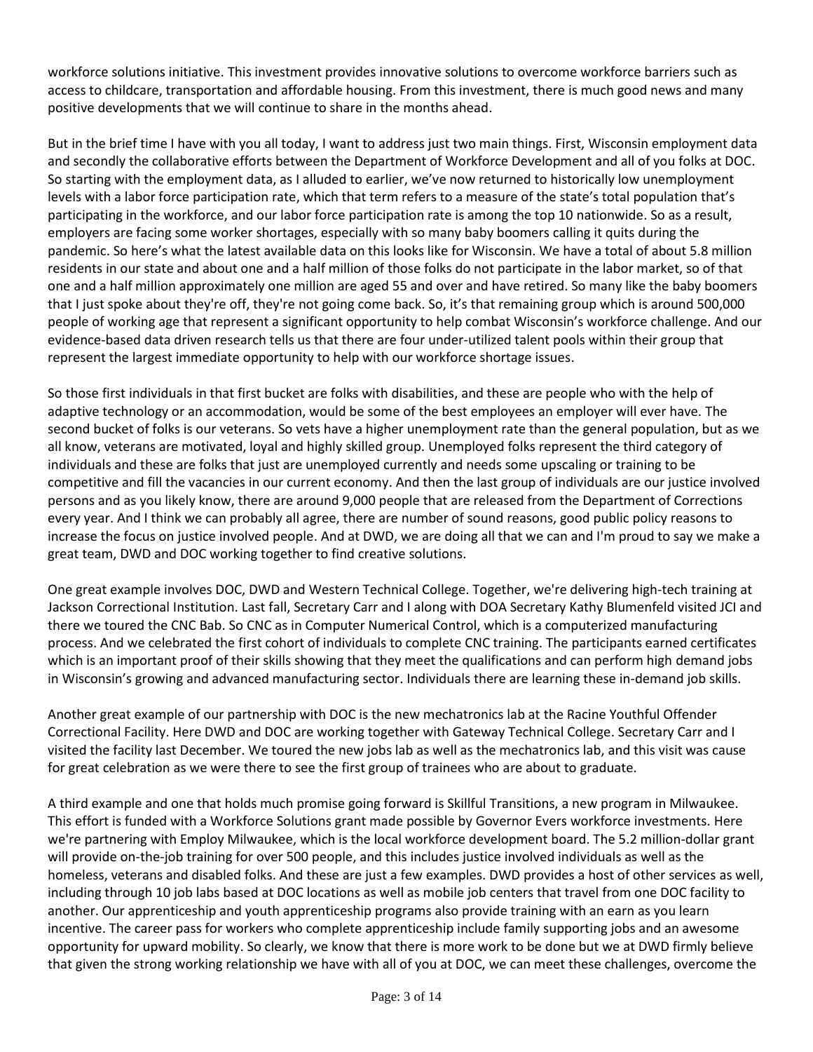workforce solutions initiative. This investment provides innovative solutions to overcome workforce barriers such as access to childcare, transportation and affordable housing. From this investment, there is much good news and many positive developments that we will continue to share in the months ahead.

But in the brief time I have with you all today, I want to address just two main things. First, Wisconsin employment data and secondly the collaborative efforts between the Department of Workforce Development and all of you folks at DOC. So starting with the employment data, as I alluded to earlier, we've now returned to historically low unemployment levels with a labor force participation rate, which that term refers to a measure of the state's total population that's participating in the workforce, and our labor force participation rate is among the top 10 nationwide. So as a result, employers are facing some worker shortages, especially with so many baby boomers calling it quits during the pandemic. So here's what the latest available data on this looks like for Wisconsin. We have a total of about 5.8 million residents in our state and about one and a half million of those folks do not participate in the labor market, so of that one and a half million approximately one million are aged 55 and over and have retired. So many like the baby boomers that I just spoke about they're off, they're not going come back. So, it's that remaining group which is around 500,000 people of working age that represent a significant opportunity to help combat Wisconsin's workforce challenge. And our evidence-based data driven research tells us that there are four under-utilized talent pools within their group that represent the largest immediate opportunity to help with our workforce shortage issues.

So those first individuals in that first bucket are folks with disabilities, and these are people who with the help of adaptive technology or an accommodation, would be some of the best employees an employer will ever have. The second bucket of folks is our veterans. So vets have a higher unemployment rate than the general population, but as we all know, veterans are motivated, loyal and highly skilled group. Unemployed folks represent the third category of individuals and these are folks that just are unemployed currently and needs some upscaling or training to be competitive and fill the vacancies in our current economy. And then the last group of individuals are our justice involved persons and as you likely know, there are around 9,000 people that are released from the Department of Corrections every year. And I think we can probably all agree, there are number of sound reasons, good public policy reasons to increase the focus on justice involved people. And at DWD, we are doing all that we can and I'm proud to say we make a great team, DWD and DOC working together to find creative solutions.

One great example involves DOC, DWD and Western Technical College. Together, we're delivering high-tech training at Jackson Correctional Institution. Last fall, Secretary Carr and I along with DOA Secretary Kathy Blumenfeld visited JCI and there we toured the CNC Bab. So CNC as in Computer Numerical Control, which is a computerized manufacturing process. And we celebrated the first cohort of individuals to complete CNC training. The participants earned certificates which is an important proof of their skills showing that they meet the qualifications and can perform high demand jobs in Wisconsin's growing and advanced manufacturing sector. Individuals there are learning these in-demand job skills.

Another great example of our partnership with DOC is the new mechatronics lab at the Racine Youthful Offender Correctional Facility. Here DWD and DOC are working together with Gateway Technical College. Secretary Carr and I visited the facility last December. We toured the new jobs lab as well as the mechatronics lab, and this visit was cause for great celebration as we were there to see the first group of trainees who are about to graduate.

A third example and one that holds much promise going forward is Skillful Transitions, a new program in Milwaukee. This effort is funded with a Workforce Solutions grant made possible by Governor Evers workforce investments. Here we're partnering with Employ Milwaukee, which is the local workforce development board. The 5.2 million-dollar grant will provide on-the-job training for over 500 people, and this includes justice involved individuals as well as the homeless, veterans and disabled folks. And these are just a few examples. DWD provides a host of other services as well, including through 10 job labs based at DOC locations as well as mobile job centers that travel from one DOC facility to another. Our apprenticeship and youth apprenticeship programs also provide training with an earn as you learn incentive. The career pass for workers who complete apprenticeship include family supporting jobs and an awesome opportunity for upward mobility. So clearly, we know that there is more work to be done but we at DWD firmly believe that given the strong working relationship we have with all of you at DOC, we can meet these challenges, overcome the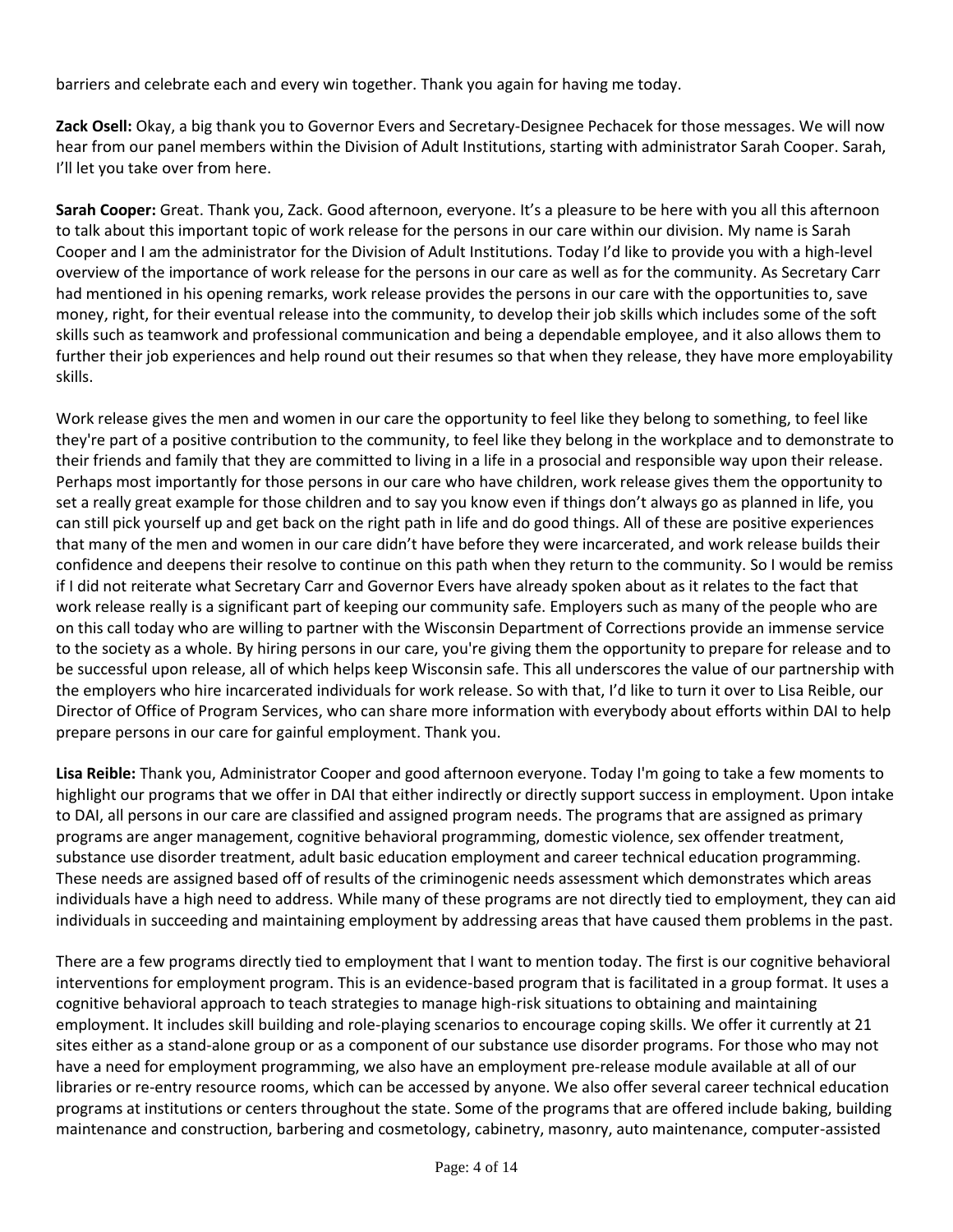barriers and celebrate each and every win together. Thank you again for having me today.

**Zack Osell:** Okay, a big thank you to Governor Evers and Secretary-Designee Pechacek for those messages. We will now hear from our panel members within the Division of Adult Institutions, starting with administrator Sarah Cooper. Sarah, I'll let you take over from here.

**Sarah Cooper:** Great. Thank you, Zack. Good afternoon, everyone. It's a pleasure to be here with you all this afternoon to talk about this important topic of work release for the persons in our care within our division. My name is Sarah Cooper and I am the administrator for the Division of Adult Institutions. Today I'd like to provide you with a high-level overview of the importance of work release for the persons in our care as well as for the community. As Secretary Carr had mentioned in his opening remarks, work release provides the persons in our care with the opportunities to, save money, right, for their eventual release into the community, to develop their job skills which includes some of the soft skills such as teamwork and professional communication and being a dependable employee, and it also allows them to further their job experiences and help round out their resumes so that when they release, they have more employability skills.

Work release gives the men and women in our care the opportunity to feel like they belong to something, to feel like they're part of a positive contribution to the community, to feel like they belong in the workplace and to demonstrate to their friends and family that they are committed to living in a life in a prosocial and responsible way upon their release. Perhaps most importantly for those persons in our care who have children, work release gives them the opportunity to set a really great example for those children and to say you know even if things don't always go as planned in life, you can still pick yourself up and get back on the right path in life and do good things. All of these are positive experiences that many of the men and women in our care didn't have before they were incarcerated, and work release builds their confidence and deepens their resolve to continue on this path when they return to the community. So I would be remiss if I did not reiterate what Secretary Carr and Governor Evers have already spoken about as it relates to the fact that work release really is a significant part of keeping our community safe. Employers such as many of the people who are on this call today who are willing to partner with the Wisconsin Department of Corrections provide an immense service to the society as a whole. By hiring persons in our care, you're giving them the opportunity to prepare for release and to be successful upon release, all of which helps keep Wisconsin safe. This all underscores the value of our partnership with the employers who hire incarcerated individuals for work release. So with that, I'd like to turn it over to Lisa Reible, our Director of Office of Program Services, who can share more information with everybody about efforts within DAI to help prepare persons in our care for gainful employment. Thank you.

**Lisa Reible:** Thank you, Administrator Cooper and good afternoon everyone. Today I'm going to take a few moments to highlight our programs that we offer in DAI that either indirectly or directly support success in employment. Upon intake to DAI, all persons in our care are classified and assigned program needs. The programs that are assigned as primary programs are anger management, cognitive behavioral programming, domestic violence, sex offender treatment, substance use disorder treatment, adult basic education employment and career technical education programming. These needs are assigned based off of results of the criminogenic needs assessment which demonstrates which areas individuals have a high need to address. While many of these programs are not directly tied to employment, they can aid individuals in succeeding and maintaining employment by addressing areas that have caused them problems in the past.

There are a few programs directly tied to employment that I want to mention today. The first is our cognitive behavioral interventions for employment program. This is an evidence-based program that is facilitated in a group format. It uses a cognitive behavioral approach to teach strategies to manage high-risk situations to obtaining and maintaining employment. It includes skill building and role-playing scenarios to encourage coping skills. We offer it currently at 21 sites either as a stand-alone group or as a component of our substance use disorder programs. For those who may not have a need for employment programming, we also have an employment pre-release module available at all of our libraries or re-entry resource rooms, which can be accessed by anyone. We also offer several career technical education programs at institutions or centers throughout the state. Some of the programs that are offered include baking, building maintenance and construction, barbering and cosmetology, cabinetry, masonry, auto maintenance, computer-assisted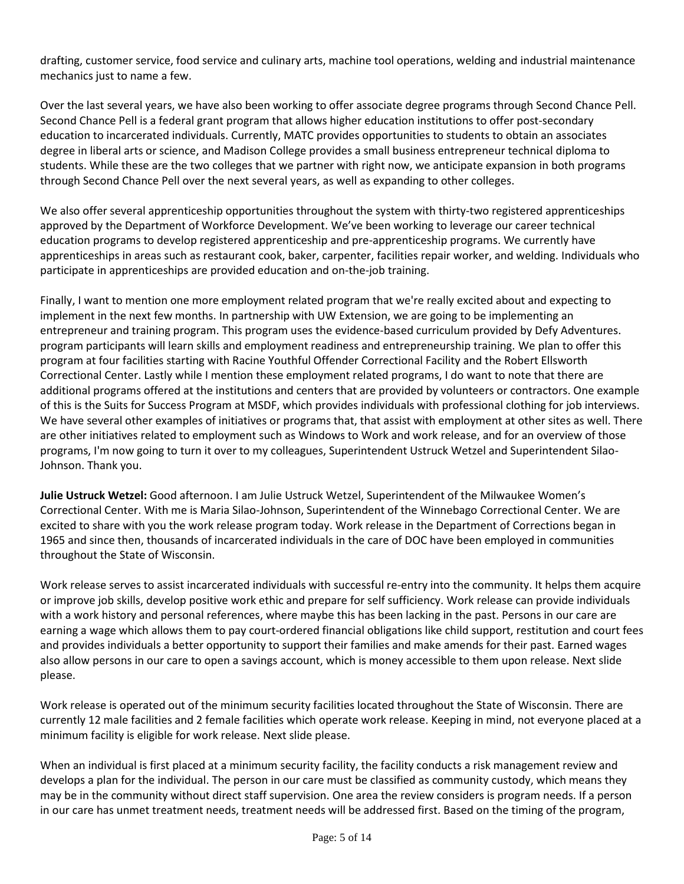drafting, customer service, food service and culinary arts, machine tool operations, welding and industrial maintenance mechanics just to name a few.

Over the last several years, we have also been working to offer associate degree programs through Second Chance Pell. Second Chance Pell is a federal grant program that allows higher education institutions to offer post-secondary education to incarcerated individuals. Currently, MATC provides opportunities to students to obtain an associates degree in liberal arts or science, and Madison College provides a small business entrepreneur technical diploma to students. While these are the two colleges that we partner with right now, we anticipate expansion in both programs through Second Chance Pell over the next several years, as well as expanding to other colleges.

We also offer several apprenticeship opportunities throughout the system with thirty-two registered apprenticeships approved by the Department of Workforce Development. We've been working to leverage our career technical education programs to develop registered apprenticeship and pre-apprenticeship programs. We currently have apprenticeships in areas such as restaurant cook, baker, carpenter, facilities repair worker, and welding. Individuals who participate in apprenticeships are provided education and on-the-job training.

Finally, I want to mention one more employment related program that we're really excited about and expecting to implement in the next few months. In partnership with UW Extension, we are going to be implementing an entrepreneur and training program. This program uses the evidence-based curriculum provided by Defy Adventures. program participants will learn skills and employment readiness and entrepreneurship training. We plan to offer this program at four facilities starting with Racine Youthful Offender Correctional Facility and the Robert Ellsworth Correctional Center. Lastly while I mention these employment related programs, I do want to note that there are additional programs offered at the institutions and centers that are provided by volunteers or contractors. One example of this is the Suits for Success Program at MSDF, which provides individuals with professional clothing for job interviews. We have several other examples of initiatives or programs that, that assist with employment at other sites as well. There are other initiatives related to employment such as Windows to Work and work release, and for an overview of those programs, I'm now going to turn it over to my colleagues, Superintendent Ustruck Wetzel and Superintendent Silao-Johnson. Thank you.

**Julie Ustruck Wetzel:** Good afternoon. I am Julie Ustruck Wetzel, Superintendent of the Milwaukee Women's Correctional Center. With me is Maria Silao-Johnson, Superintendent of the Winnebago Correctional Center. We are excited to share with you the work release program today. Work release in the Department of Corrections began in 1965 and since then, thousands of incarcerated individuals in the care of DOC have been employed in communities throughout the State of Wisconsin.

Work release serves to assist incarcerated individuals with successful re-entry into the community. It helps them acquire or improve job skills, develop positive work ethic and prepare for self sufficiency. Work release can provide individuals with a work history and personal references, where maybe this has been lacking in the past. Persons in our care are earning a wage which allows them to pay court-ordered financial obligations like child support, restitution and court fees and provides individuals a better opportunity to support their families and make amends for their past. Earned wages also allow persons in our care to open a savings account, which is money accessible to them upon release. Next slide please.

Work release is operated out of the minimum security facilities located throughout the State of Wisconsin. There are currently 12 male facilities and 2 female facilities which operate work release. Keeping in mind, not everyone placed at a minimum facility is eligible for work release. Next slide please.

When an individual is first placed at a minimum security facility, the facility conducts a risk management review and develops a plan for the individual. The person in our care must be classified as community custody, which means they may be in the community without direct staff supervision. One area the review considers is program needs. If a person in our care has unmet treatment needs, treatment needs will be addressed first. Based on the timing of the program,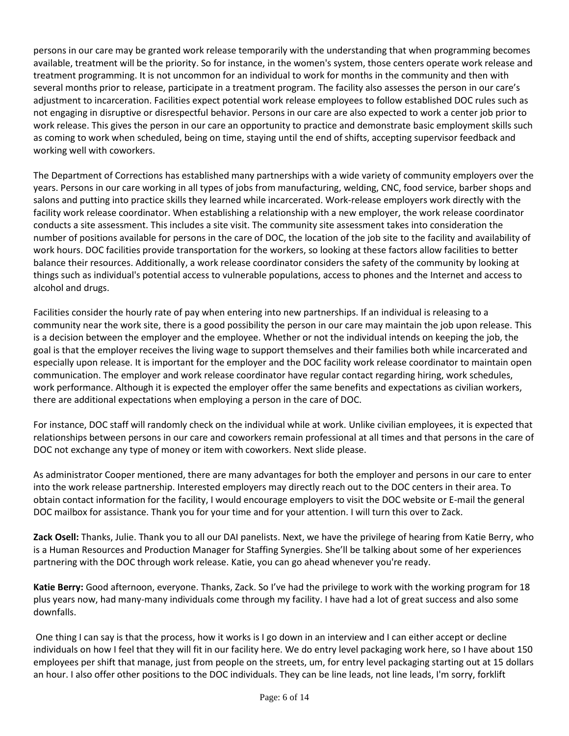persons in our care may be granted work release temporarily with the understanding that when programming becomes available, treatment will be the priority. So for instance, in the women's system, those centers operate work release and treatment programming. It is not uncommon for an individual to work for months in the community and then with several months prior to release, participate in a treatment program. The facility also assesses the person in our care's adjustment to incarceration. Facilities expect potential work release employees to follow established DOC rules such as not engaging in disruptive or disrespectful behavior. Persons in our care are also expected to work a center job prior to work release. This gives the person in our care an opportunity to practice and demonstrate basic employment skills such as coming to work when scheduled, being on time, staying until the end of shifts, accepting supervisor feedback and working well with coworkers.

The Department of Corrections has established many partnerships with a wide variety of community employers over the years. Persons in our care working in all types of jobs from manufacturing, welding, CNC, food service, barber shops and salons and putting into practice skills they learned while incarcerated. Work-release employers work directly with the facility work release coordinator. When establishing a relationship with a new employer, the work release coordinator conducts a site assessment. This includes a site visit. The community site assessment takes into consideration the number of positions available for persons in the care of DOC, the location of the job site to the facility and availability of work hours. DOC facilities provide transportation for the workers, so looking at these factors allow facilities to better balance their resources. Additionally, a work release coordinator considers the safety of the community by looking at things such as individual's potential access to vulnerable populations, access to phones and the Internet and access to alcohol and drugs.

Facilities consider the hourly rate of pay when entering into new partnerships. If an individual is releasing to a community near the work site, there is a good possibility the person in our care may maintain the job upon release. This is a decision between the employer and the employee. Whether or not the individual intends on keeping the job, the goal is that the employer receives the living wage to support themselves and their families both while incarcerated and especially upon release. It is important for the employer and the DOC facility work release coordinator to maintain open communication. The employer and work release coordinator have regular contact regarding hiring, work schedules, work performance. Although it is expected the employer offer the same benefits and expectations as civilian workers, there are additional expectations when employing a person in the care of DOC.

For instance, DOC staff will randomly check on the individual while at work. Unlike civilian employees, it is expected that relationships between persons in our care and coworkers remain professional at all times and that persons in the care of DOC not exchange any type of money or item with coworkers. Next slide please.

As administrator Cooper mentioned, there are many advantages for both the employer and persons in our care to enter into the work release partnership. Interested employers may directly reach out to the DOC centers in their area. To obtain contact information for the facility, I would encourage employers to visit the DOC website or E-mail the general DOC mailbox for assistance. Thank you for your time and for your attention. I will turn this over to Zack.

**Zack Osell:** Thanks, Julie. Thank you to all our DAI panelists. Next, we have the privilege of hearing from Katie Berry, who is a Human Resources and Production Manager for Staffing Synergies. She'll be talking about some of her experiences partnering with the DOC through work release. Katie, you can go ahead whenever you're ready.

**Katie Berry:** Good afternoon, everyone. Thanks, Zack. So I've had the privilege to work with the working program for 18 plus years now, had many-many individuals come through my facility. I have had a lot of great success and also some downfalls.

One thing I can say is that the process, how it works is I go down in an interview and I can either accept or decline individuals on how I feel that they will fit in our facility here. We do entry level packaging work here, so I have about 150 employees per shift that manage, just from people on the streets, um, for entry level packaging starting out at 15 dollars an hour. I also offer other positions to the DOC individuals. They can be line leads, not line leads, I'm sorry, forklift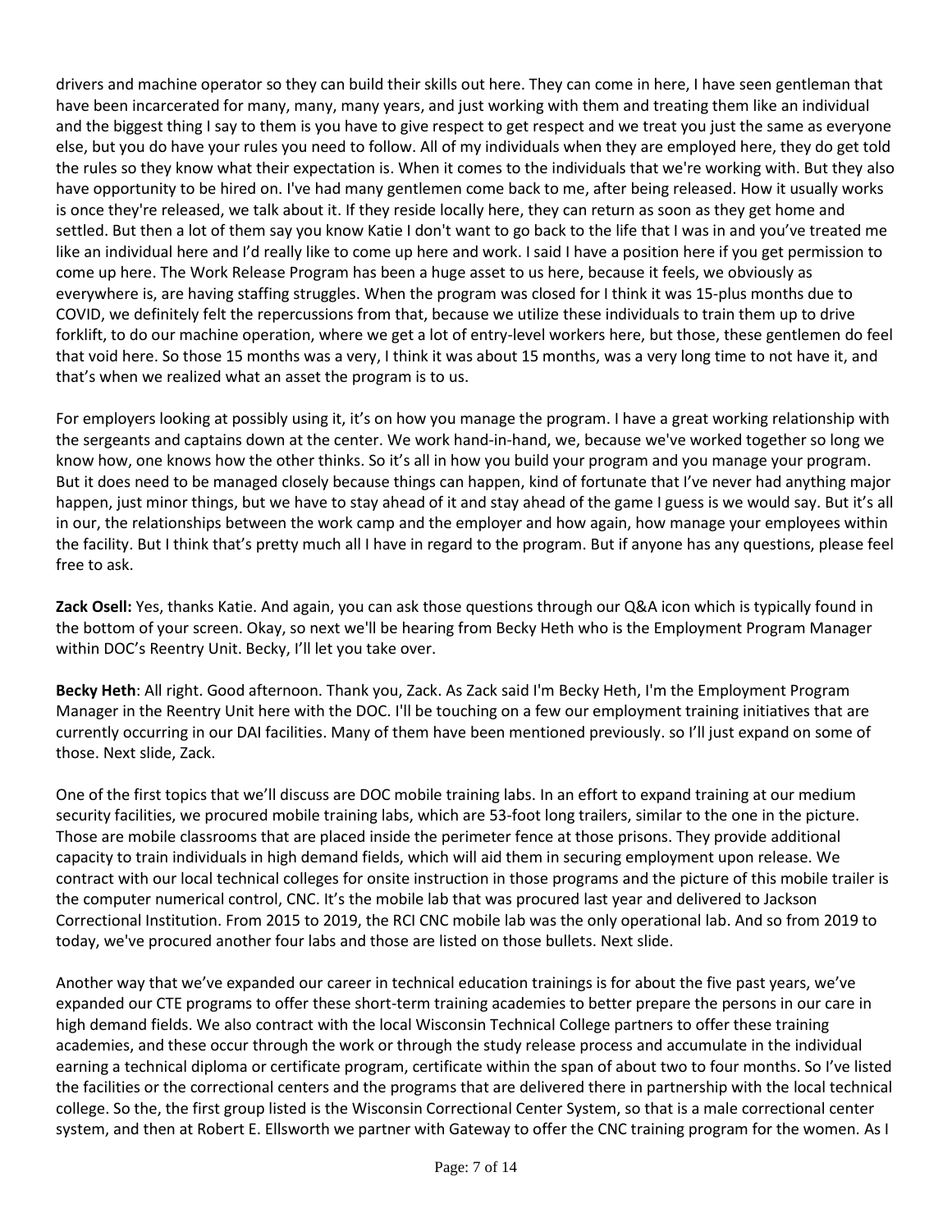drivers and machine operator so they can build their skills out here. They can come in here, I have seen gentleman that have been incarcerated for many, many, many years, and just working with them and treating them like an individual and the biggest thing I say to them is you have to give respect to get respect and we treat you just the same as everyone else, but you do have your rules you need to follow. All of my individuals when they are employed here, they do get told the rules so they know what their expectation is. When it comes to the individuals that we're working with. But they also have opportunity to be hired on. I've had many gentlemen come back to me, after being released. How it usually works is once they're released, we talk about it. If they reside locally here, they can return as soon as they get home and settled. But then a lot of them say you know Katie I don't want to go back to the life that I was in and you've treated me like an individual here and I'd really like to come up here and work. I said I have a position here if you get permission to come up here. The Work Release Program has been a huge asset to us here, because it feels, we obviously as everywhere is, are having staffing struggles. When the program was closed for I think it was 15-plus months due to COVID, we definitely felt the repercussions from that, because we utilize these individuals to train them up to drive forklift, to do our machine operation, where we get a lot of entry-level workers here, but those, these gentlemen do feel that void here. So those 15 months was a very, I think it was about 15 months, was a very long time to not have it, and that's when we realized what an asset the program is to us.

For employers looking at possibly using it, it's on how you manage the program. I have a great working relationship with the sergeants and captains down at the center. We work hand-in-hand, we, because we've worked together so long we know how, one knows how the other thinks. So it's all in how you build your program and you manage your program. But it does need to be managed closely because things can happen, kind of fortunate that I've never had anything major happen, just minor things, but we have to stay ahead of it and stay ahead of the game I guess is we would say. But it's all in our, the relationships between the work camp and the employer and how again, how manage your employees within the facility. But I think that's pretty much all I have in regard to the program. But if anyone has any questions, please feel free to ask.

**Zack Osell:** Yes, thanks Katie. And again, you can ask those questions through our Q&A icon which is typically found in the bottom of your screen. Okay, so next we'll be hearing from Becky Heth who is the Employment Program Manager within DOC's Reentry Unit. Becky, I'll let you take over.

**Becky Heth**: All right. Good afternoon. Thank you, Zack. As Zack said I'm Becky Heth, I'm the Employment Program Manager in the Reentry Unit here with the DOC. I'll be touching on a few our employment training initiatives that are currently occurring in our DAI facilities. Many of them have been mentioned previously. so I'll just expand on some of those. Next slide, Zack.

One of the first topics that we'll discuss are DOC mobile training labs. In an effort to expand training at our medium security facilities, we procured mobile training labs, which are 53-foot long trailers, similar to the one in the picture. Those are mobile classrooms that are placed inside the perimeter fence at those prisons. They provide additional capacity to train individuals in high demand fields, which will aid them in securing employment upon release. We contract with our local technical colleges for onsite instruction in those programs and the picture of this mobile trailer is the computer numerical control, CNC. It's the mobile lab that was procured last year and delivered to Jackson Correctional Institution. From 2015 to 2019, the RCI CNC mobile lab was the only operational lab. And so from 2019 to today, we've procured another four labs and those are listed on those bullets. Next slide.

Another way that we've expanded our career in technical education trainings is for about the five past years, we've expanded our CTE programs to offer these short-term training academies to better prepare the persons in our care in high demand fields. We also contract with the local Wisconsin Technical College partners to offer these training academies, and these occur through the work or through the study release process and accumulate in the individual earning a technical diploma or certificate program, certificate within the span of about two to four months. So I've listed the facilities or the correctional centers and the programs that are delivered there in partnership with the local technical college. So the, the first group listed is the Wisconsin Correctional Center System, so that is a male correctional center system, and then at Robert E. Ellsworth we partner with Gateway to offer the CNC training program for the women. As I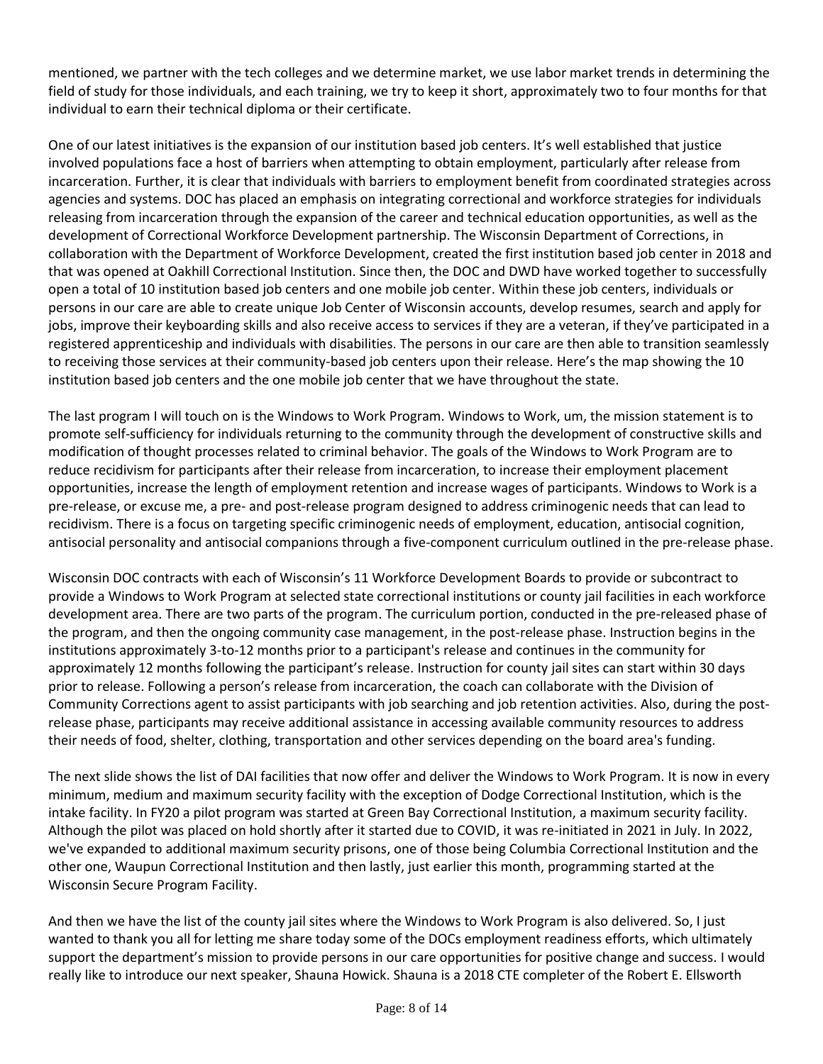mentioned, we partner with the tech colleges and we determine market, we use labor market trends in determining the field of study for those individuals, and each training, we try to keep it short, approximately two to four months for that individual to earn their technical diploma or their certificate.

One of our latest initiatives is the expansion of our institution based job centers. It's well established that justice involved populations face a host of barriers when attempting to obtain employment, particularly after release from incarceration. Further, it is clear that individuals with barriers to employment benefit from coordinated strategies across agencies and systems. DOC has placed an emphasis on integrating correctional and workforce strategies for individuals releasing from incarceration through the expansion of the career and technical education opportunities, as well as the development of Correctional Workforce Development partnership. The Wisconsin Department of Corrections, in collaboration with the Department of Workforce Development, created the first institution based job center in 2018 and that was opened at Oakhill Correctional Institution. Since then, the DOC and DWD have worked together to successfully open a total of 10 institution based job centers and one mobile job center. Within these job centers, individuals or persons in our care are able to create unique Job Center of Wisconsin accounts, develop resumes, search and apply for jobs, improve their keyboarding skills and also receive access to services if they are a veteran, if they've participated in a registered apprenticeship and individuals with disabilities. The persons in our care are then able to transition seamlessly to receiving those services at their community-based job centers upon their release. Here's the map showing the 10 institution based job centers and the one mobile job center that we have throughout the state.

The last program I will touch on is the Windows to Work Program. Windows to Work, um, the mission statement is to promote self-sufficiency for individuals returning to the community through the development of constructive skills and modification of thought processes related to criminal behavior. The goals of the Windows to Work Program are to reduce recidivism for participants after their release from incarceration, to increase their employment placement opportunities, increase the length of employment retention and increase wages of participants. Windows to Work is a pre-release, or excuse me, a pre- and post-release program designed to address criminogenic needs that can lead to recidivism. There is a focus on targeting specific criminogenic needs of employment, education, antisocial cognition, antisocial personality and antisocial companions through a five-component curriculum outlined in the pre-release phase.

Wisconsin DOC contracts with each of Wisconsin's 11 Workforce Development Boards to provide or subcontract to provide a Windows to Work Program at selected state correctional institutions or county jail facilities in each workforce development area. There are two parts of the program. The curriculum portion, conducted in the pre-released phase of the program, and then the ongoing community case management, in the post-release phase. Instruction begins in the institutions approximately 3-to-12 months prior to a participant's release and continues in the community for approximately 12 months following the participant's release. Instruction for county jail sites can start within 30 days prior to release. Following a person's release from incarceration, the coach can collaborate with the Division of Community Corrections agent to assist participants with job searching and job retention activities. Also, during the post-release phase, participants may receive additional assistance in accessing available community resources to address their needs of food, shelter, clothing, transportation and other services depending on the board area's funding.

The next slide shows the list of DAI facilities that now offer and deliver the Windows to Work Program. It is now in every minimum, medium and maximum security facility with the exception of Dodge Correctional Institution, which is the intake facility. In FY20 a pilot program was started at Green Bay Correctional Institution, a maximum security facility. Although the pilot was placed on hold shortly after it started due to COVID, it was re-initiated in 2021 in July. In 2022, we've expanded to additional maximum security prisons, one of those being Columbia Correctional Institution and the other one, Waupun Correctional Institution and then lastly, just earlier this month, programming started at the Wisconsin Secure Program Facility.

And then we have the list of the county jail sites where the Windows to Work Program is also delivered. So, I just wanted to thank you all for letting me share today some of the DOCs employment readiness efforts, which ultimately support the department's mission to provide persons in our care opportunities for positive change and success. I would really like to introduce our next speaker, Shauna Howick. Shauna is a 2018 CTE completer of the Robert E. Ellsworth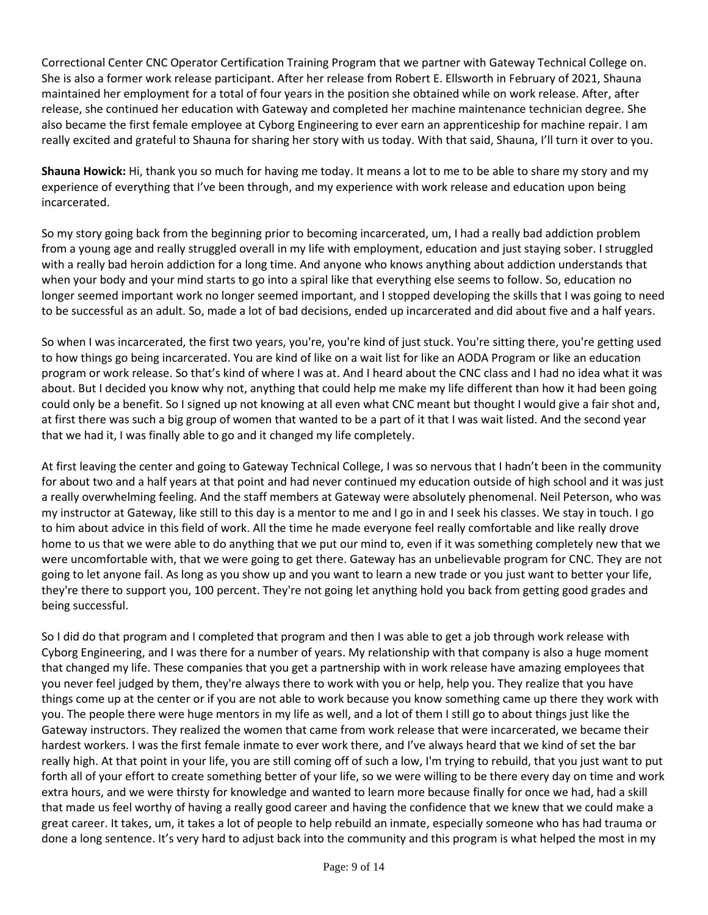Correctional Center CNC Operator Certification Training Program that we partner with Gateway Technical College on. She is also a former work release participant. After her release from Robert E. Ellsworth in February of 2021, Shauna maintained her employment for a total of four years in the position she obtained while on work release. After, after release, she continued her education with Gateway and completed her machine maintenance technician degree. She also became the first female employee at Cyborg Engineering to ever earn an apprenticeship for machine repair. I am really excited and grateful to Shauna for sharing her story with us today. With that said, Shauna, I'll turn it over to you.

**Shauna Howick:** Hi, thank you so much for having me today. It means a lot to me to be able to share my story and my experience of everything that I've been through, and my experience with work release and education upon being incarcerated.

So my story going back from the beginning prior to becoming incarcerated, um, I had a really bad addiction problem from a young age and really struggled overall in my life with employment, education and just staying sober. I struggled with a really bad heroin addiction for a long time. And anyone who knows anything about addiction understands that when your body and your mind starts to go into a spiral like that everything else seems to follow. So, education no longer seemed important work no longer seemed important, and I stopped developing the skills that I was going to need to be successful as an adult. So, made a lot of bad decisions, ended up incarcerated and did about five and a half years.

So when I was incarcerated, the first two years, you're, you're kind of just stuck. You're sitting there, you're getting used to how things go being incarcerated. You are kind of like on a wait list for like an AODA Program or like an education program or work release. So that's kind of where I was at. And I heard about the CNC class and I had no idea what it was about. But I decided you know why not, anything that could help me make my life different than how it had been going could only be a benefit. So I signed up not knowing at all even what CNC meant but thought I would give a fair shot and, at first there was such a big group of women that wanted to be a part of it that I was wait listed. And the second year that we had it, I was finally able to go and it changed my life completely.

At first leaving the center and going to Gateway Technical College, I was so nervous that I hadn't been in the community for about two and a half years at that point and had never continued my education outside of high school and it was just a really overwhelming feeling. And the staff members at Gateway were absolutely phenomenal. Neil Peterson, who was my instructor at Gateway, like still to this day is a mentor to me and I go in and I seek his classes. We stay in touch. I go to him about advice in this field of work. All the time he made everyone feel really comfortable and like really drove home to us that we were able to do anything that we put our mind to, even if it was something completely new that we were uncomfortable with, that we were going to get there. Gateway has an unbelievable program for CNC. They are not going to let anyone fail. As long as you show up and you want to learn a new trade or you just want to better your life, they're there to support you, 100 percent. They're not going let anything hold you back from getting good grades and being successful.

So I did do that program and I completed that program and then I was able to get a job through work release with Cyborg Engineering, and I was there for a number of years. My relationship with that company is also a huge moment that changed my life. These companies that you get a partnership with in work release have amazing employees that you never feel judged by them, they're always there to work with you or help, help you. They realize that you have things come up at the center or if you are not able to work because you know something came up there they work with you. The people there were huge mentors in my life as well, and a lot of them I still go to about things just like the Gateway instructors. They realized the women that came from work release that were incarcerated, we became their hardest workers. I was the first female inmate to ever work there, and I've always heard that we kind of set the bar really high. At that point in your life, you are still coming off of such a low, I'm trying to rebuild, that you just want to put forth all of your effort to create something better of your life, so we were willing to be there every day on time and work extra hours, and we were thirsty for knowledge and wanted to learn more because finally for once we had, had a skill that made us feel worthy of having a really good career and having the confidence that we knew that we could make a great career. It takes, um, it takes a lot of people to help rebuild an inmate, especially someone who has had trauma or done a long sentence. It's very hard to adjust back into the community and this program is what helped the most in my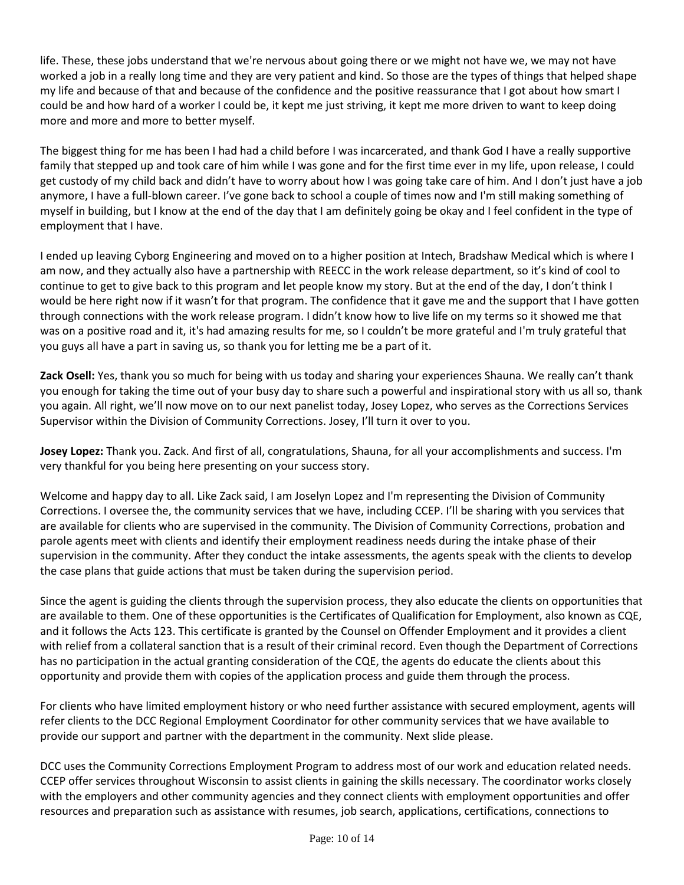life. These, these jobs understand that we're nervous about going there or we might not have we, we may not have worked a job in a really long time and they are very patient and kind. So those are the types of things that helped shape my life and because of that and because of the confidence and the positive reassurance that I got about how smart I could be and how hard of a worker I could be, it kept me just striving, it kept me more driven to want to keep doing more and more and more to better myself.

The biggest thing for me has been I had had a child before I was incarcerated, and thank God I have a really supportive family that stepped up and took care of him while I was gone and for the first time ever in my life, upon release, I could get custody of my child back and didn't have to worry about how I was going take care of him. And I don't just have a job anymore, I have a full-blown career. I've gone back to school a couple of times now and I'm still making something of myself in building, but I know at the end of the day that I am definitely going be okay and I feel confident in the type of employment that I have.

I ended up leaving Cyborg Engineering and moved on to a higher position at Intech, Bradshaw Medical which is where I am now, and they actually also have a partnership with REECC in the work release department, so it's kind of cool to continue to get to give back to this program and let people know my story. But at the end of the day, I don't think I would be here right now if it wasn't for that program. The confidence that it gave me and the support that I have gotten through connections with the work release program. I didn't know how to live life on my terms so it showed me that was on a positive road and it, it's had amazing results for me, so I couldn't be more grateful and I'm truly grateful that you guys all have a part in saving us, so thank you for letting me be a part of it.

**Zack Osell:** Yes, thank you so much for being with us today and sharing your experiences Shauna. We really can't thank you enough for taking the time out of your busy day to share such a powerful and inspirational story with us all so, thank you again. All right, we'll now move on to our next panelist today, Josey Lopez, who serves as the Corrections Services Supervisor within the Division of Community Corrections. Josey, I'll turn it over to you.

**Josey Lopez:** Thank you. Zack. And first of all, congratulations, Shauna, for all your accomplishments and success. I'm very thankful for you being here presenting on your success story.

Welcome and happy day to all. Like Zack said, I am Joselyn Lopez and I'm representing the Division of Community Corrections. I oversee the, the community services that we have, including CCEP. I'll be sharing with you services that are available for clients who are supervised in the community. The Division of Community Corrections, probation and parole agents meet with clients and identify their employment readiness needs during the intake phase of their supervision in the community. After they conduct the intake assessments, the agents speak with the clients to develop the case plans that guide actions that must be taken during the supervision period.

Since the agent is guiding the clients through the supervision process, they also educate the clients on opportunities that are available to them. One of these opportunities is the Certificates of Qualification for Employment, also known as CQE, and it follows the Acts 123. This certificate is granted by the Counsel on Offender Employment and it provides a client with relief from a collateral sanction that is a result of their criminal record. Even though the Department of Corrections has no participation in the actual granting consideration of the CQE, the agents do educate the clients about this opportunity and provide them with copies of the application process and guide them through the process.

For clients who have limited employment history or who need further assistance with secured employment, agents will refer clients to the DCC Regional Employment Coordinator for other community services that we have available to provide our support and partner with the department in the community. Next slide please.

DCC uses the Community Corrections Employment Program to address most of our work and education related needs. CCEP offer services throughout Wisconsin to assist clients in gaining the skills necessary. The coordinator works closely with the employers and other community agencies and they connect clients with employment opportunities and offer resources and preparation such as assistance with resumes, job search, applications, certifications, connections to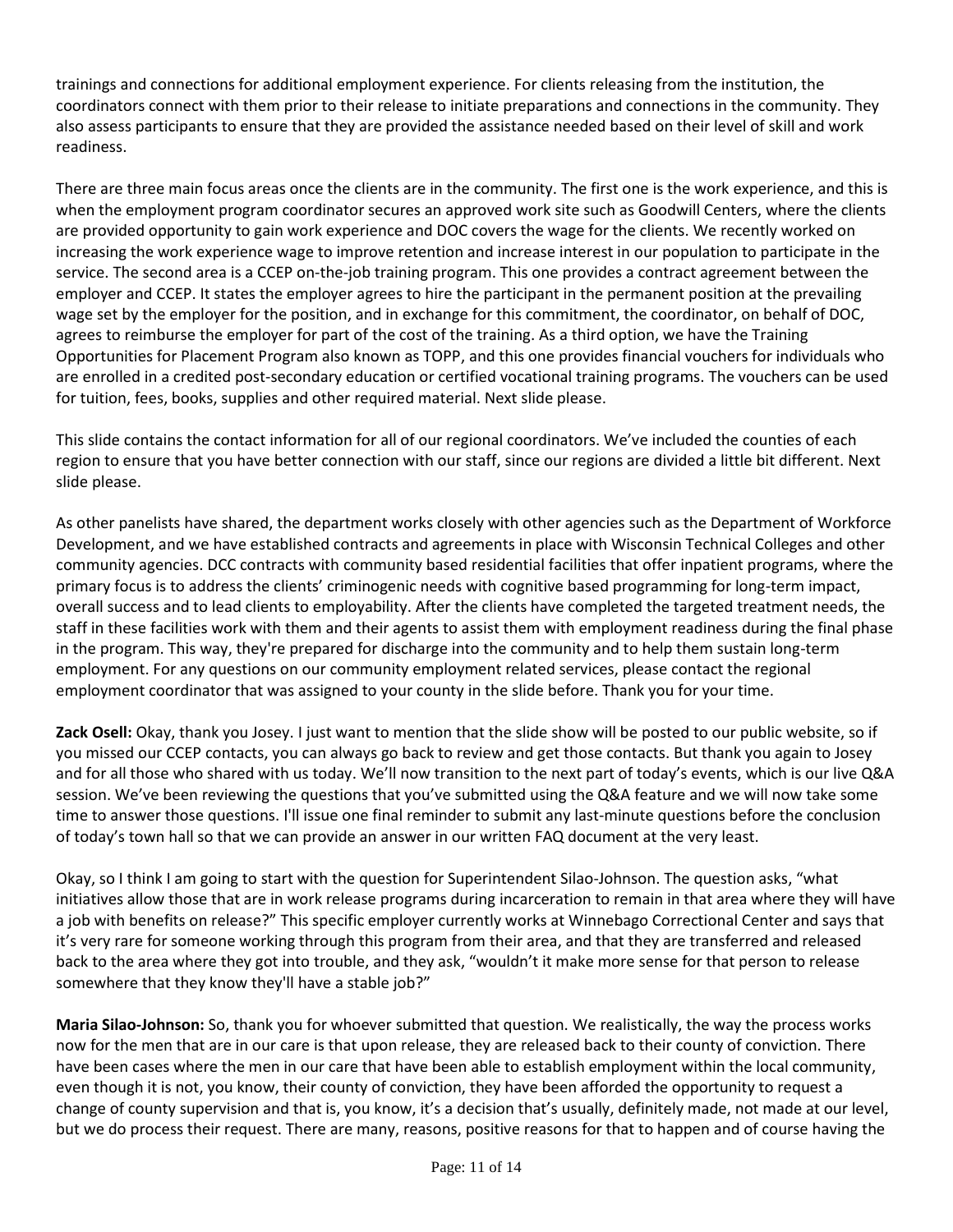trainings and connections for additional employment experience. For clients releasing from the institution, the coordinators connect with them prior to their release to initiate preparations and connections in the community. They also assess participants to ensure that they are provided the assistance needed based on their level of skill and work readiness.

There are three main focus areas once the clients are in the community. The first one is the work experience, and this is when the employment program coordinator secures an approved work site such as Goodwill Centers, where the clients are provided opportunity to gain work experience and DOC covers the wage for the clients. We recently worked on increasing the work experience wage to improve retention and increase interest in our population to participate in the service. The second area is a CCEP on-the-job training program. This one provides a contract agreement between the employer and CCEP. It states the employer agrees to hire the participant in the permanent position at the prevailing wage set by the employer for the position, and in exchange for this commitment, the coordinator, on behalf of DOC, agrees to reimburse the employer for part of the cost of the training. As a third option, we have the Training Opportunities for Placement Program also known as TOPP, and this one provides financial vouchers for individuals who are enrolled in a credited post-secondary education or certified vocational training programs. The vouchers can be used for tuition, fees, books, supplies and other required material. Next slide please.

This slide contains the contact information for all of our regional coordinators. We've included the counties of each region to ensure that you have better connection with our staff, since our regions are divided a little bit different. Next slide please.

As other panelists have shared, the department works closely with other agencies such as the Department of Workforce Development, and we have established contracts and agreements in place with Wisconsin Technical Colleges and other community agencies. DCC contracts with community based residential facilities that offer inpatient programs, where the primary focus is to address the clients' criminogenic needs with cognitive based programming for long-term impact, overall success and to lead clients to employability. After the clients have completed the targeted treatment needs, the staff in these facilities work with them and their agents to assist them with employment readiness during the final phase in the program. This way, they're prepared for discharge into the community and to help them sustain long-term employment. For any questions on our community employment related services, please contact the regional employment coordinator that was assigned to your county in the slide before. Thank you for your time.

**Zack Osell:** Okay, thank you Josey. I just want to mention that the slide show will be posted to our public website, so if you missed our CCEP contacts, you can always go back to review and get those contacts. But thank you again to Josey and for all those who shared with us today. We'll now transition to the next part of today's events, which is our live Q&A session. We've been reviewing the questions that you've submitted using the Q&A feature and we will now take some time to answer those questions. I'll issue one final reminder to submit any last-minute questions before the conclusion of today's town hall so that we can provide an answer in our written FAQ document at the very least.

Okay, so I think I am going to start with the question for Superintendent Silao-Johnson. The question asks, "what initiatives allow those that are in work release programs during incarceration to remain in that area where they will have a job with benefits on release?" This specific employer currently works at Winnebago Correctional Center and says that it's very rare for someone working through this program from their area, and that they are transferred and released back to the area where they got into trouble, and they ask, "wouldn't it make more sense for that person to release somewhere that they know they'll have a stable job?"

**Maria Silao-Johnson:** So, thank you for whoever submitted that question. We realistically, the way the process works now for the men that are in our care is that upon release, they are released back to their county of conviction. There have been cases where the men in our care that have been able to establish employment within the local community, even though it is not, you know, their county of conviction, they have been afforded the opportunity to request a change of county supervision and that is, you know, it's a decision that's usually, definitely made, not made at our level, but we do process their request. There are many, reasons, positive reasons for that to happen and of course having the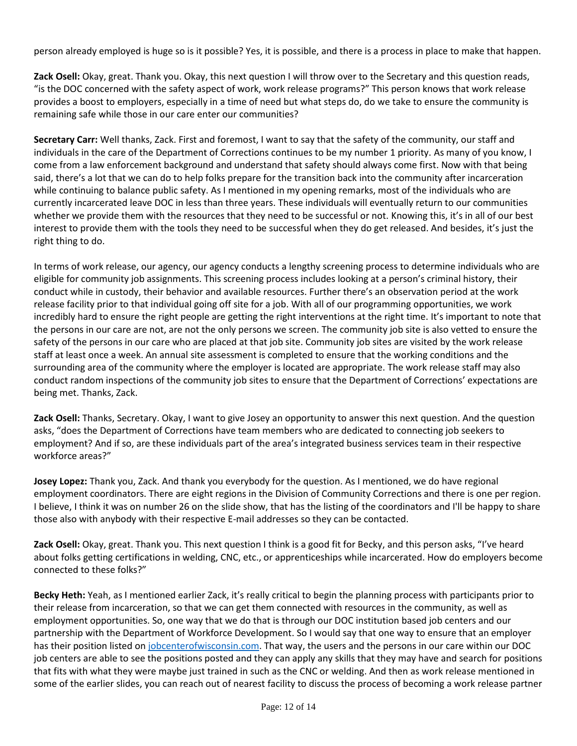person already employed is huge so is it possible? Yes, it is possible, and there is a process in place to make that happen.

**Zack Osell:** Okay, great. Thank you. Okay, this next question I will throw over to the Secretary and this question reads, "is the DOC concerned with the safety aspect of work, work release programs?" This person knows that work release provides a boost to employers, especially in a time of need but what steps do, do we take to ensure the community is remaining safe while those in our care enter our communities?

**Secretary Carr:** Well thanks, Zack. First and foremost, I want to say that the safety of the community, our staff and individuals in the care of the Department of Corrections continues to be my number 1 priority. As many of you know, I come from a law enforcement background and understand that safety should always come first. Now with that being said, there's a lot that we can do to help folks prepare for the transition back into the community after incarceration while continuing to balance public safety. As I mentioned in my opening remarks, most of the individuals who are currently incarcerated leave DOC in less than three years. These individuals will eventually return to our communities whether we provide them with the resources that they need to be successful or not. Knowing this, it's in all of our best interest to provide them with the tools they need to be successful when they do get released. And besides, it's just the right thing to do.

In terms of work release, our agency, our agency conducts a lengthy screening process to determine individuals who are eligible for community job assignments. This screening process includes looking at a person's criminal history, their conduct while in custody, their behavior and available resources. Further there's an observation period at the work release facility prior to that individual going off site for a job. With all of our programming opportunities, we work incredibly hard to ensure the right people are getting the right interventions at the right time. It's important to note that the persons in our care are not, are not the only persons we screen. The community job site is also vetted to ensure the safety of the persons in our care who are placed at that job site. Community job sites are visited by the work release staff at least once a week. An annual site assessment is completed to ensure that the working conditions and the surrounding area of the community where the employer is located are appropriate. The work release staff may also conduct random inspections of the community job sites to ensure that the Department of Corrections' expectations are being met. Thanks, Zack.

**Zack Osell:** Thanks, Secretary. Okay, I want to give Josey an opportunity to answer this next question. And the question asks, "does the Department of Corrections have team members who are dedicated to connecting job seekers to employment? And if so, are these individuals part of the area's integrated business services team in their respective workforce areas?"

**Josey Lopez:** Thank you, Zack. And thank you everybody for the question. As I mentioned, we do have regional employment coordinators. There are eight regions in the Division of Community Corrections and there is one per region. I believe, I think it was on number 26 on the slide show, that has the listing of the coordinators and I'll be happy to share those also with anybody with their respective E-mail addresses so they can be contacted.

**Zack Osell:** Okay, great. Thank you. This next question I think is a good fit for Becky, and this person asks, "I've heard about folks getting certifications in welding, CNC, etc., or apprenticeships while incarcerated. How do employers become connected to these folks?"

**Becky Heth:** Yeah, as I mentioned earlier Zack, it's really critical to begin the planning process with participants prior to their release from incarceration, so that we can get them connected with resources in the community, as well as employment opportunities. So, one way that we do that is through our DOC institution based job centers and our partnership with the Department of Workforce Development. So I would say that one way to ensure that an employer has their position listed on jobcenterofwisconsin.com. That way, the users and the persons in our care within our DOC job centers are able to see the positions posted and they can apply any skills that they may have and search for positions that fits with what they were maybe just trained in such as the CNC or welding. And then as work release mentioned in some of the earlier slides, you can reach out of nearest facility to discuss the process of becoming a work release partner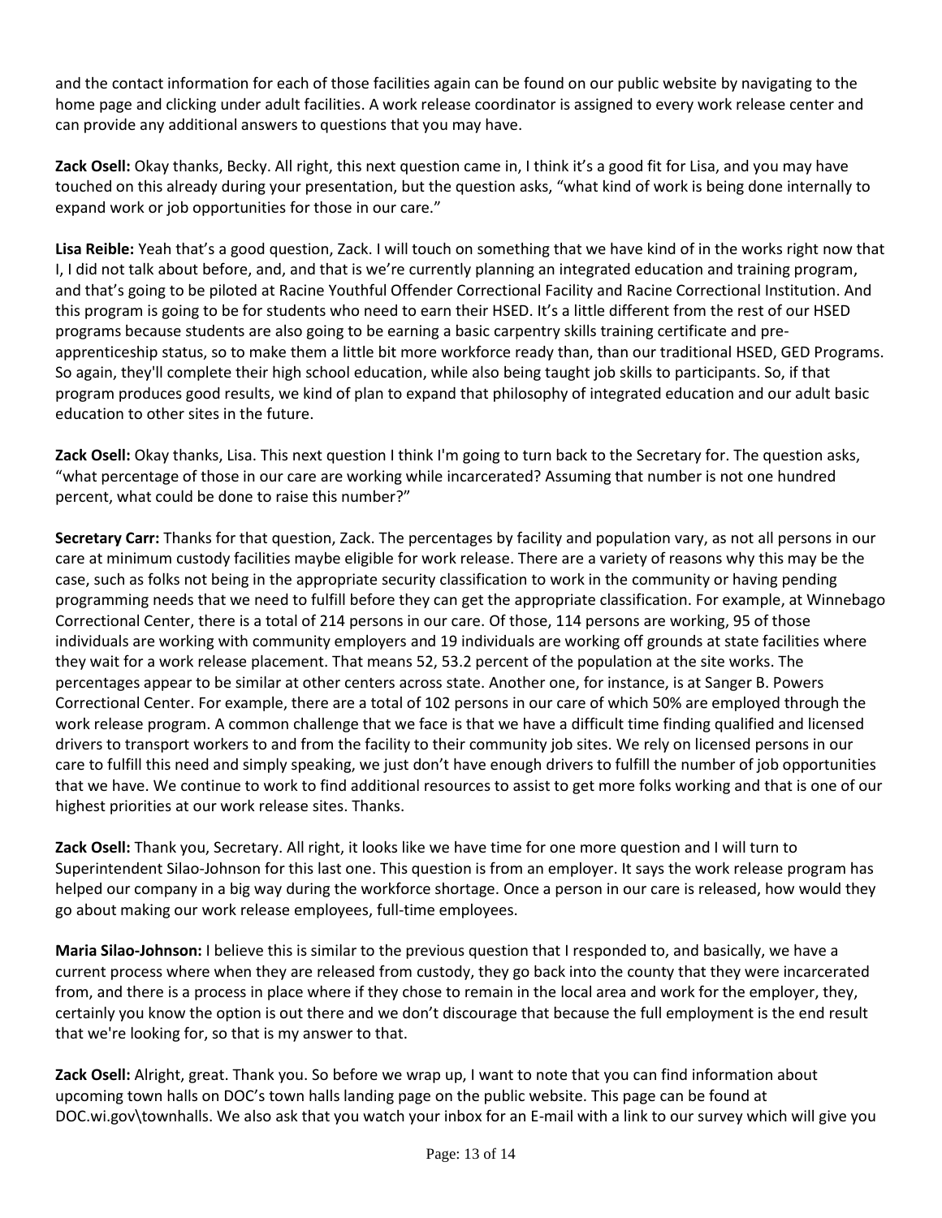and the contact information for each of those facilities again can be found on our public website by navigating to the home page and clicking under adult facilities. A work release coordinator is assigned to every work release center and can provide any additional answers to questions that you may have.

**Zack Osell:** Okay thanks, Becky. All right, this next question came in, I think it's a good fit for Lisa, and you may have touched on this already during your presentation, but the question asks, "what kind of work is being done internally to expand work or job opportunities for those in our care."

**Lisa Reible:** Yeah that's a good question, Zack. I will touch on something that we have kind of in the works right now that I, I did not talk about before, and, and that is we're currently planning an integrated education and training program, and that's going to be piloted at Racine Youthful Offender Correctional Facility and Racine Correctional Institution. And this program is going to be for students who need to earn their HSED. It's a little different from the rest of our HSED programs because students are also going to be earning a basic carpentry skills training certificate and pre-apprenticeship status, so to make them a little bit more workforce ready than, than our traditional HSED, GED Programs. So again, they'll complete their high school education, while also being taught job skills to participants. So, if that program produces good results, we kind of plan to expand that philosophy of integrated education and our adult basic education to other sites in the future.

**Zack Osell:** Okay thanks, Lisa. This next question I think I'm going to turn back to the Secretary for. The question asks, "what percentage of those in our care are working while incarcerated? Assuming that number is not one hundred percent, what could be done to raise this number?"

**Secretary Carr:** Thanks for that question, Zack. The percentages by facility and population vary, as not all persons in our care at minimum custody facilities maybe eligible for work release. There are a variety of reasons why this may be the case, such as folks not being in the appropriate security classification to work in the community or having pending programming needs that we need to fulfill before they can get the appropriate classification. For example, at Winnebago Correctional Center, there is a total of 214 persons in our care. Of those, 114 persons are working, 95 of those individuals are working with community employers and 19 individuals are working off grounds at state facilities where they wait for a work release placement. That means 52, 53.2 percent of the population at the site works. The percentages appear to be similar at other centers across state. Another one, for instance, is at Sanger B. Powers Correctional Center. For example, there are a total of 102 persons in our care of which 50% are employed through the work release program. A common challenge that we face is that we have a difficult time finding qualified and licensed drivers to transport workers to and from the facility to their community job sites. We rely on licensed persons in our care to fulfill this need and simply speaking, we just don't have enough drivers to fulfill the number of job opportunities that we have. We continue to work to find additional resources to assist to get more folks working and that is one of our highest priorities at our work release sites. Thanks.

**Zack Osell:** Thank you, Secretary. All right, it looks like we have time for one more question and I will turn to Superintendent Silao-Johnson for this last one. This question is from an employer. It says the work release program has helped our company in a big way during the workforce shortage. Once a person in our care is released, how would they go about making our work release employees, full-time employees.

**Maria Silao-Johnson:** I believe this is similar to the previous question that I responded to, and basically, we have a current process where when they are released from custody, they go back into the county that they were incarcerated from, and there is a process in place where if they chose to remain in the local area and work for the employer, they, certainly you know the option is out there and we don't discourage that because the full employment is the end result that we're looking for, so that is my answer to that.

**Zack Osell:** Alright, great. Thank you. So before we wrap up, I want to note that you can find information about upcoming town halls on DOC's town halls landing page on the public website. This page can be found at DOC.wi.gov\townhalls. We also ask that you watch your inbox for an E-mail with a link to our survey which will give you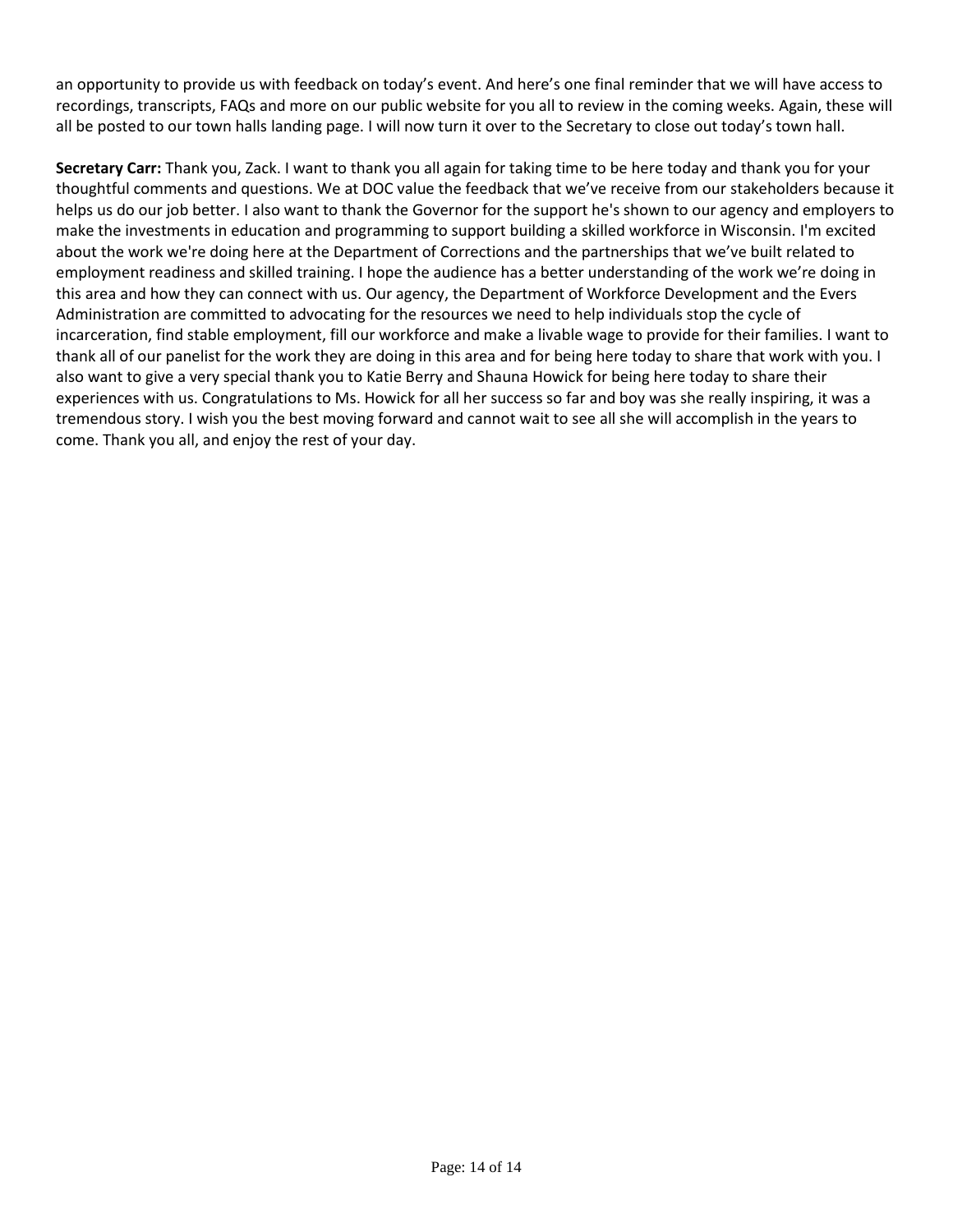an opportunity to provide us with feedback on today's event. And here's one final reminder that we will have access to recordings, transcripts, FAQs and more on our public website for you all to review in the coming weeks. Again, these will all be posted to our town halls landing page. I will now turn it over to the Secretary to close out today's town hall.

**Secretary Carr:** Thank you, Zack. I want to thank you all again for taking time to be here today and thank you for your thoughtful comments and questions. We at DOC value the feedback that we've receive from our stakeholders because it helps us do our job better. I also want to thank the Governor for the support he's shown to our agency and employers to make the investments in education and programming to support building a skilled workforce in Wisconsin. I'm excited about the work we're doing here at the Department of Corrections and the partnerships that we've built related to employment readiness and skilled training. I hope the audience has a better understanding of the work we're doing in this area and how they can connect with us. Our agency, the Department of Workforce Development and the Evers Administration are committed to advocating for the resources we need to help individuals stop the cycle of incarceration, find stable employment, fill our workforce and make a livable wage to provide for their families. I want to thank all of our panelist for the work they are doing in this area and for being here today to share that work with you. I also want to give a very special thank you to Katie Berry and Shauna Howick for being here today to share their experiences with us. Congratulations to Ms. Howick for all her success so far and boy was she really inspiring, it was a tremendous story. I wish you the best moving forward and cannot wait to see all she will accomplish in the years to come. Thank you all, and enjoy the rest of your day.